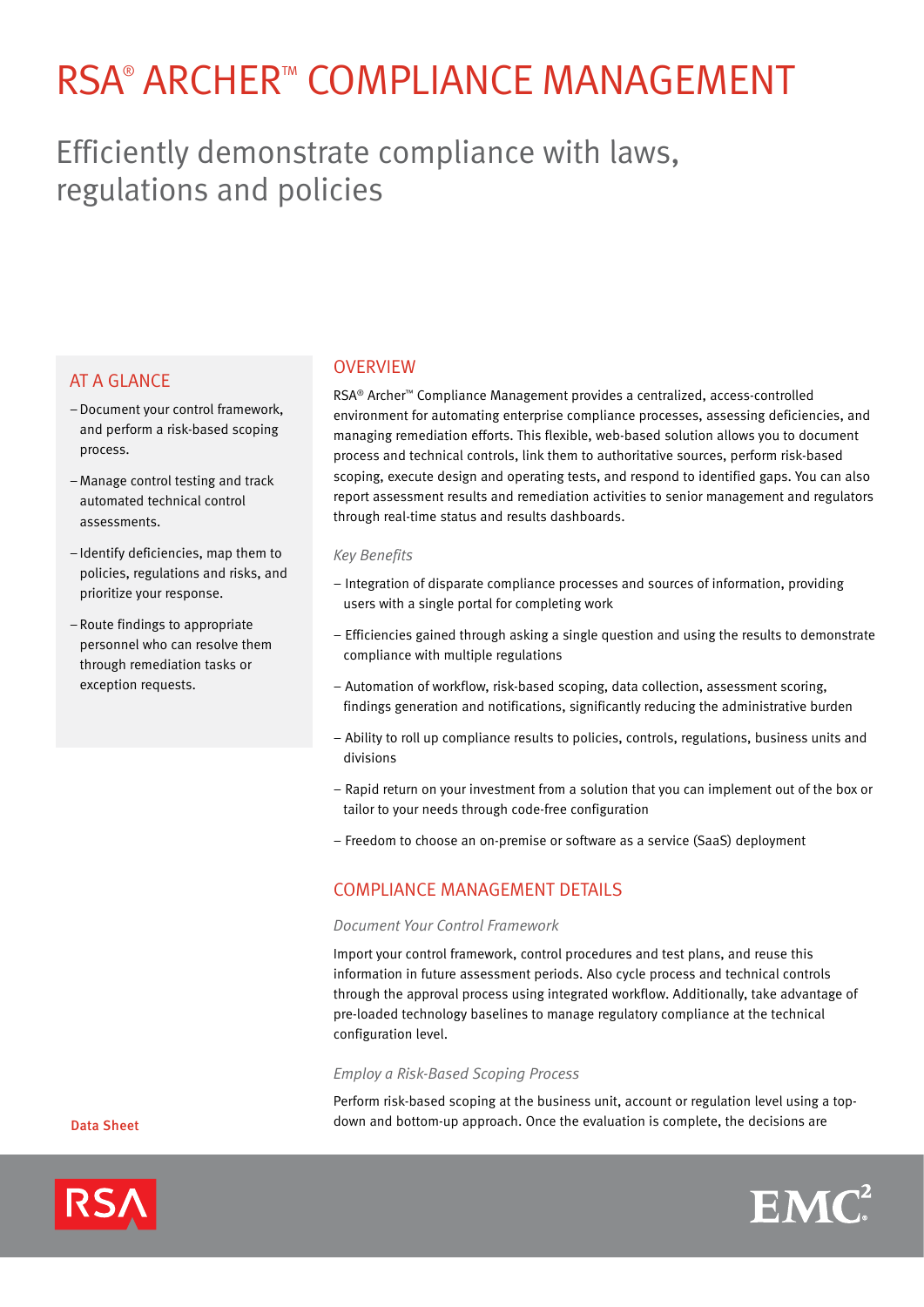# RSA® ARCHER™ COMPLIANCE MANAGEMENT

## Efficiently demonstrate compliance with laws, regulations and policies

### AT A GLANCE

– Document your control framework, and perform a risk-based scoping process.

– Manage control testing and track automated technical control assessments.

– Identify deficiencies, map them to policies, regulations and risks, and prioritize your response.

– Route findings to appropriate personnel who can resolve them through remediation tasks or exception requests.

### OVERVIEW

RSA® Archer™ Compliance Management provides a centralized, access-controlled environment for automating enterprise compliance processes, assessing deficiencies, and managing remediation efforts. This flexible, web-based solution allows you to document process and technical controls, link them to authoritative sources, perform risk-based scoping, execute design and operating tests, and respond to identified gaps. You can also report assessment results and remediation activities to senior management and regulators through real-time status and results dashboards.

*Key Benefits*

– Integration of disparate compliance processes and sources of information, providing users with a single portal for completing work

– Efficiencies gained through asking a single question and using the results to demonstrate compliance with multiple regulations

– Automation of workflow, risk-based scoping, data collection, assessment scoring, findings generation and notifications, significantly reducing the administrative burden

– Ability to roll up compliance results to policies, controls, regulations, business units and divisions

– Rapid return on your investment from a solution that you can implement out of the box or tailor to your needs through code-free configuration

– Freedom to choose an on-premise or software as a service (SaaS) deployment

### COMPLIANCE MANAGEMENT DETAILS

*Document Your Control Framework*

Import your control framework, control procedures and test plans, and reuse this information in future assessment periods. Also cycle process and technical controls through the approval process using integrated workflow. Additionally, take advantage of pre-loaded technology baselines to manage regulatory compliance at the technical configuration level.

*Employ a Risk-Based Scoping Process*

Perform risk-based scoping at the business unit, account or regulation level using a top-down and bottom-up approach. Once the evaluation is complete, the decisions are

Data Sheet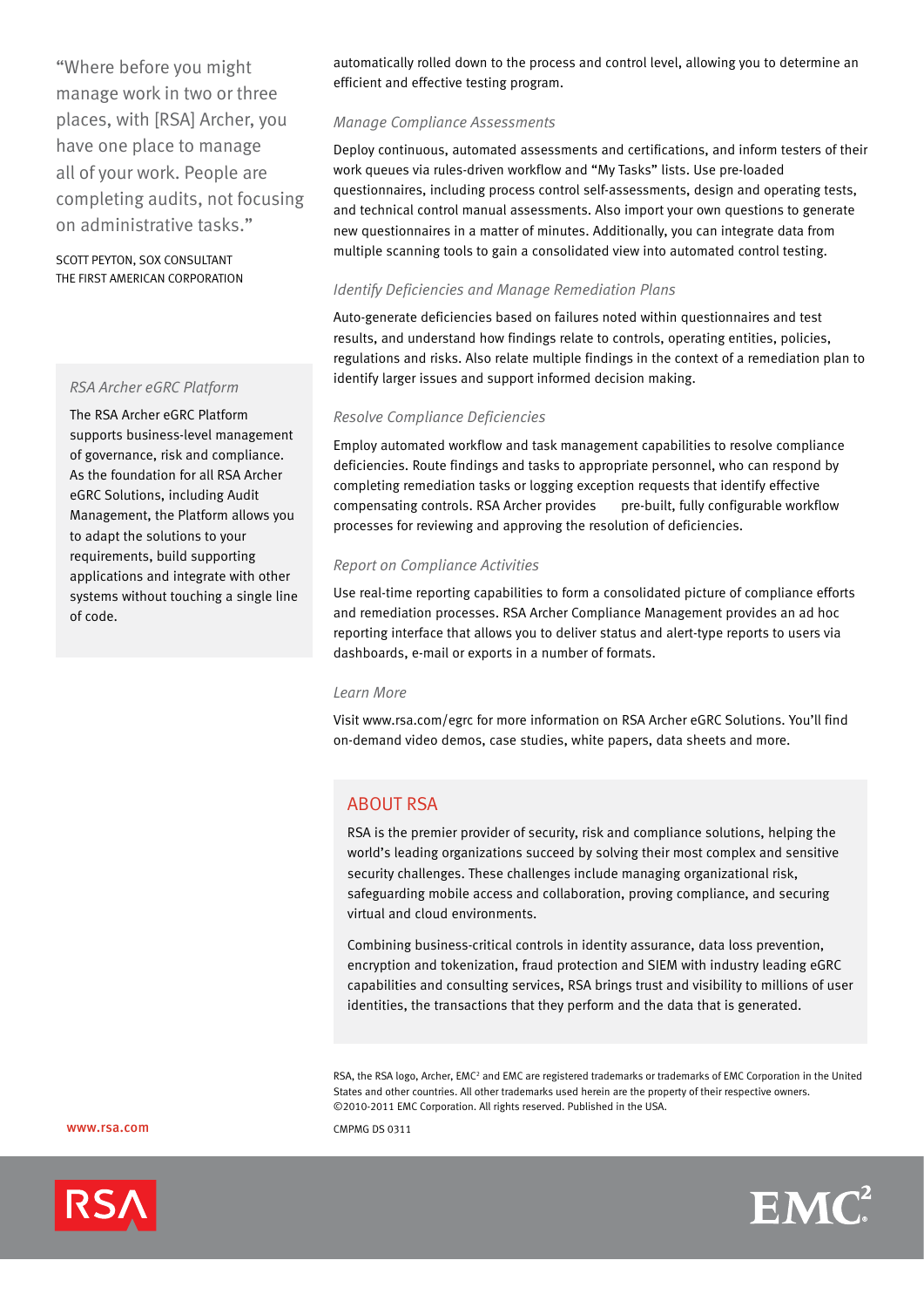> "Where before you might manage work in two or three places, with [RSA] Archer, you have one place to manage all of your work. People are completing audits, not focusing on administrative tasks."

SCOTT PEYTON, SOX CONSULTANT
THE FIRST AMERICAN CORPORATION

### *RSA Archer eGRC Platform*

The RSA Archer eGRC Platform supports business-level management of governance, risk and compliance. As the foundation for all RSA Archer eGRC Solutions, including Audit Management, the Platform allows you to adapt the solutions to your requirements, build supporting applications and integrate with other systems without touching a single line of code.

automatically rolled down to the process and control level, allowing you to determine an efficient and effective testing program.

### *Manage Compliance Assessments*

Deploy continuous, automated assessments and certifications, and inform testers of their work queues via rules-driven workflow and "My Tasks" lists. Use pre-loaded questionnaires, including process control self-assessments, design and operating tests, and technical control manual assessments. Also import your own questions to generate new questionnaires in a matter of minutes. Additionally, you can integrate data from multiple scanning tools to gain a consolidated view into automated control testing.

### *Identify Deficiencies and Manage Remediation Plans*

Auto-generate deficiencies based on failures noted within questionnaires and test results, and understand how findings relate to controls, operating entities, policies, regulations and risks. Also relate multiple findings in the context of a remediation plan to identify larger issues and support informed decision making.

### *Resolve Compliance Deficiencies*

Employ automated workflow and task management capabilities to resolve compliance deficiencies. Route findings and tasks to appropriate personnel, who can respond by completing remediation tasks or logging exception requests that identify effective compensating controls. RSA Archer provides pre-built, fully configurable workflow processes for reviewing and approving the resolution of deficiencies.

### *Report on Compliance Activities*

Use real-time reporting capabilities to form a consolidated picture of compliance efforts and remediation processes. RSA Archer Compliance Management provides an ad hoc reporting interface that allows you to deliver status and alert-type reports to users via dashboards, e-mail or exports in a number of formats.

### *Learn More*

Visit www.rsa.com/egrc for more information on RSA Archer eGRC Solutions. You'll find on-demand video demos, case studies, white papers, data sheets and more.

## ABOUT RSA

RSA is the premier provider of security, risk and compliance solutions, helping the world's leading organizations succeed by solving their most complex and sensitive security challenges. These challenges include managing organizational risk, safeguarding mobile access and collaboration, proving compliance, and securing virtual and cloud environments.

Combining business-critical controls in identity assurance, data loss prevention, encryption and tokenization, fraud protection and SIEM with industry leading eGRC capabilities and consulting services, RSA brings trust and visibility to millions of user identities, the transactions that they perform and the data that is generated.

RSA, the RSA logo, Archer, EMC$^2$ and EMC are registered trademarks or trademarks of EMC Corporation in the United States and other countries. All other trademarks used herein are the property of their respective owners. ©2010-2011 EMC Corporation. All rights reserved. Published in the USA.

CMPMG DS 0311

www.rsa.com